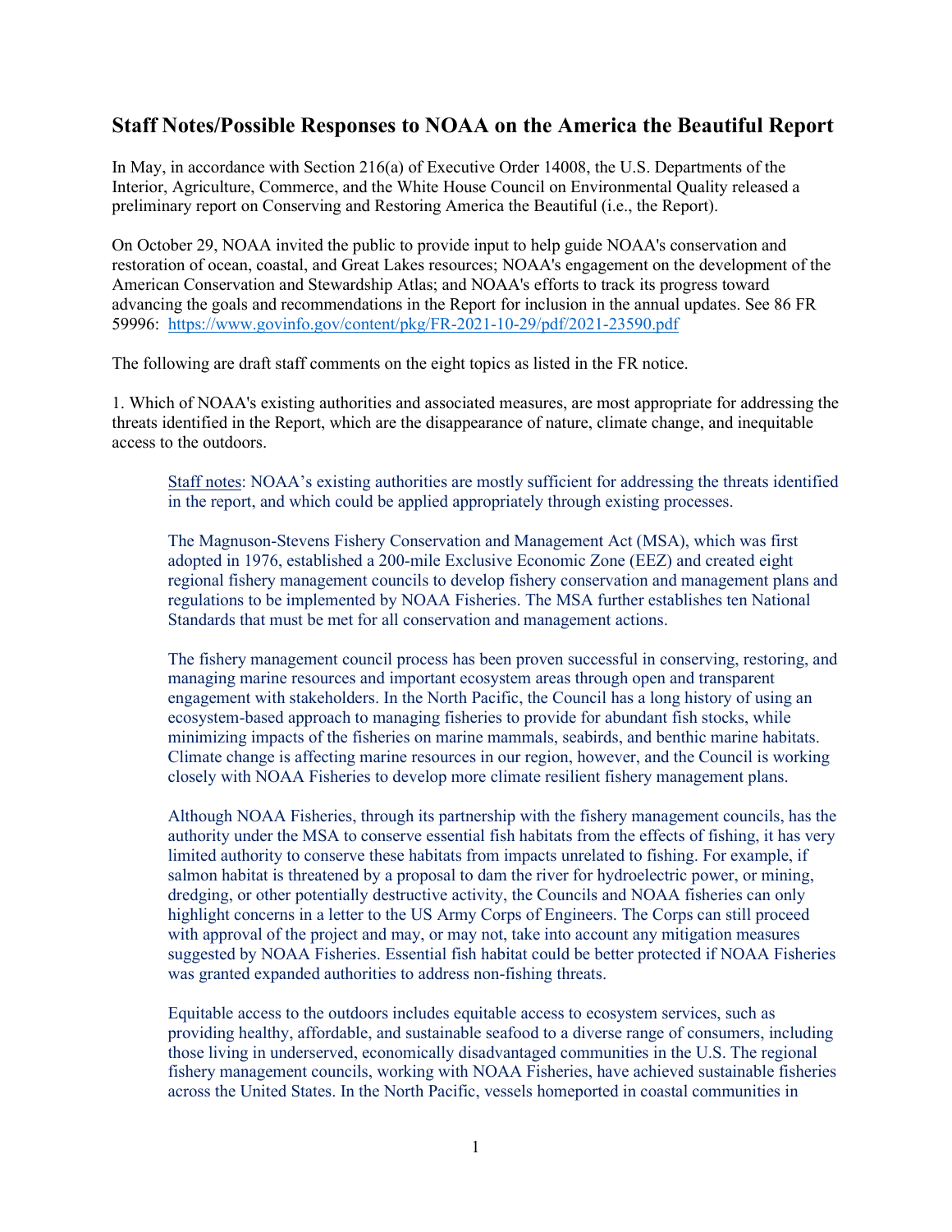## Staff Notes/Possible Responses to NOAA on the America the Beautiful Report

In May, in accordance with Section 216(a) of Executive Order 14008, the U.S. Departments of the Interior, Agriculture, Commerce, and the White House Council on Environmental Quality released a preliminary report on Conserving and Restoring America the Beautiful (i.e., the Report).

On October 29, NOAA invited the public to provide input to help guide NOAA's conservation and restoration of ocean, coastal, and Great Lakes resources; NOAA's engagement on the development of the American Conservation and Stewardship Atlas; and NOAA's efforts to track its progress toward advancing the goals and recommendations in the Report for inclusion in the annual updates. See 86 FR 59996: https://www.govinfo.gov/content/pkg/FR-2021-10-29/pdf/2021-23590.pdf

The following are draft staff comments on the eight topics as listed in the FR notice.

1. Which of NOAA's existing authorities and associated measures, are most appropriate for addressing the threats identified in the Report, which are the disappearance of nature, climate change, and inequitable access to the outdoors.

> Staff notes: NOAA's existing authorities are mostly sufficient for addressing the threats identified in the report, and which could be applied appropriately through existing processes.
>
> The Magnuson-Stevens Fishery Conservation and Management Act (MSA), which was first adopted in 1976, established a 200-mile Exclusive Economic Zone (EEZ) and created eight regional fishery management councils to develop fishery conservation and management plans and regulations to be implemented by NOAA Fisheries. The MSA further establishes ten National Standards that must be met for all conservation and management actions.
>
> The fishery management council process has been proven successful in conserving, restoring, and managing marine resources and important ecosystem areas through open and transparent engagement with stakeholders. In the North Pacific, the Council has a long history of using an ecosystem-based approach to managing fisheries to provide for abundant fish stocks, while minimizing impacts of the fisheries on marine mammals, seabirds, and benthic marine habitats. Climate change is affecting marine resources in our region, however, and the Council is working closely with NOAA Fisheries to develop more climate resilient fishery management plans.
>
> Although NOAA Fisheries, through its partnership with the fishery management councils, has the authority under the MSA to conserve essential fish habitats from the effects of fishing, it has very limited authority to conserve these habitats from impacts unrelated to fishing. For example, if salmon habitat is threatened by a proposal to dam the river for hydroelectric power, or mining, dredging, or other potentially destructive activity, the Councils and NOAA fisheries can only highlight concerns in a letter to the US Army Corps of Engineers. The Corps can still proceed with approval of the project and may, or may not, take into account any mitigation measures suggested by NOAA Fisheries. Essential fish habitat could be better protected if NOAA Fisheries was granted expanded authorities to address non-fishing threats.
>
> Equitable access to the outdoors includes equitable access to ecosystem services, such as providing healthy, affordable, and sustainable seafood to a diverse range of consumers, including those living in underserved, economically disadvantaged communities in the U.S. The regional fishery management councils, working with NOAA Fisheries, have achieved sustainable fisheries across the United States. In the North Pacific, vessels homeported in coastal communities in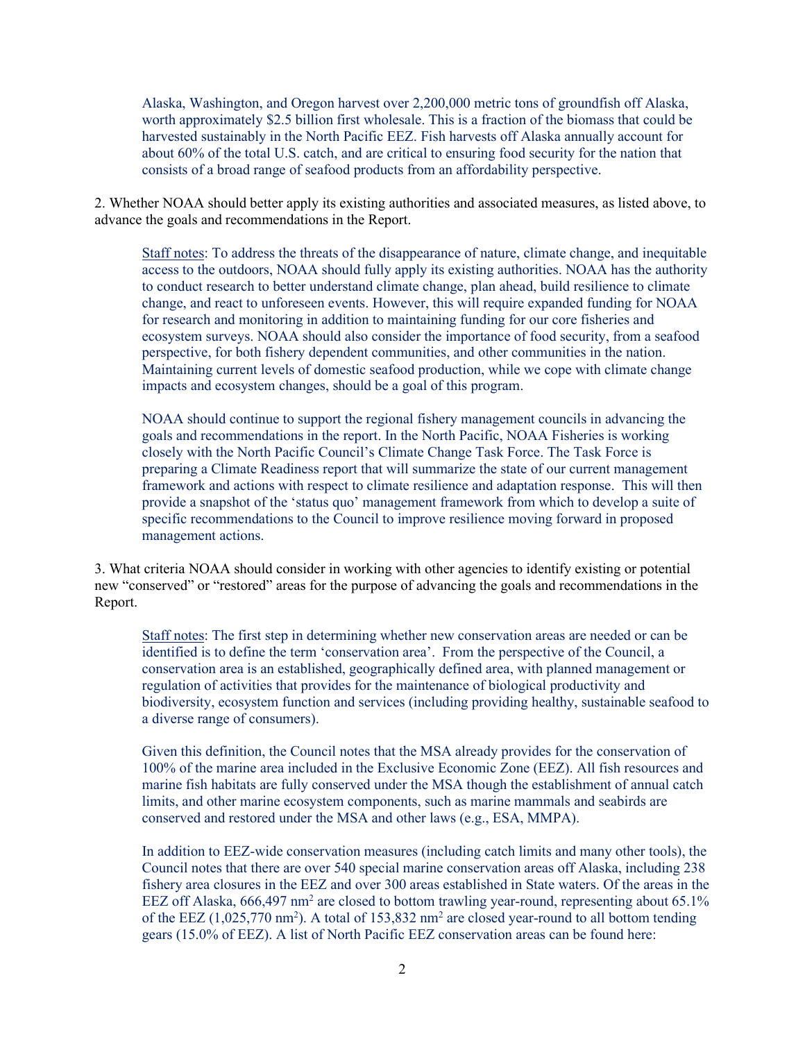Alaska, Washington, and Oregon harvest over 2,200,000 metric tons of groundfish off Alaska, worth approximately \$2.5 billion first wholesale. This is a fraction of the biomass that could be harvested sustainably in the North Pacific EEZ. Fish harvests off Alaska annually account for about 60% of the total U.S. catch, and are critical to ensuring food security for the nation that consists of a broad range of seafood products from an affordability perspective.

2. Whether NOAA should better apply its existing authorities and associated measures, as listed above, to advance the goals and recommendations in the Report.

Staff notes: To address the threats of the disappearance of nature, climate change, and inequitable access to the outdoors, NOAA should fully apply its existing authorities. NOAA has the authority to conduct research to better understand climate change, plan ahead, build resilience to climate change, and react to unforeseen events. However, this will require expanded funding for NOAA for research and monitoring in addition to maintaining funding for our core fisheries and ecosystem surveys. NOAA should also consider the importance of food security, from a seafood perspective, for both fishery dependent communities, and other communities in the nation. Maintaining current levels of domestic seafood production, while we cope with climate change impacts and ecosystem changes, should be a goal of this program.

NOAA should continue to support the regional fishery management councils in advancing the goals and recommendations in the report. In the North Pacific, NOAA Fisheries is working closely with the North Pacific Council's Climate Change Task Force. The Task Force is preparing a Climate Readiness report that will summarize the state of our current management framework and actions with respect to climate resilience and adaptation response. This will then provide a snapshot of the 'status quo' management framework from which to develop a suite of specific recommendations to the Council to improve resilience moving forward in proposed management actions.

3. What criteria NOAA should consider in working with other agencies to identify existing or potential new "conserved" or "restored" areas for the purpose of advancing the goals and recommendations in the Report.

Staff notes: The first step in determining whether new conservation areas are needed or can be identified is to define the term 'conservation area'. From the perspective of the Council, a conservation area is an established, geographically defined area, with planned management or regulation of activities that provides for the maintenance of biological productivity and biodiversity, ecosystem function and services (including providing healthy, sustainable seafood to a diverse range of consumers).

Given this definition, the Council notes that the MSA already provides for the conservation of 100% of the marine area included in the Exclusive Economic Zone (EEZ). All fish resources and marine fish habitats are fully conserved under the MSA though the establishment of annual catch limits, and other marine ecosystem components, such as marine mammals and seabirds are conserved and restored under the MSA and other laws (e.g., ESA, MMPA).

In addition to EEZ-wide conservation measures (including catch limits and many other tools), the Council notes that there are over 540 special marine conservation areas off Alaska, including 238 fishery area closures in the EEZ and over 300 areas established in State waters. Of the areas in the EEZ off Alaska, 666,497 $nm^2$ are closed to bottom trawling year-round, representing about 65.1% of the EEZ (1,025,770 $nm^2$). A total of 153,832 $nm^2$ are closed year-round to all bottom tending gears (15.0% of EEZ). A list of North Pacific EEZ conservation areas can be found here: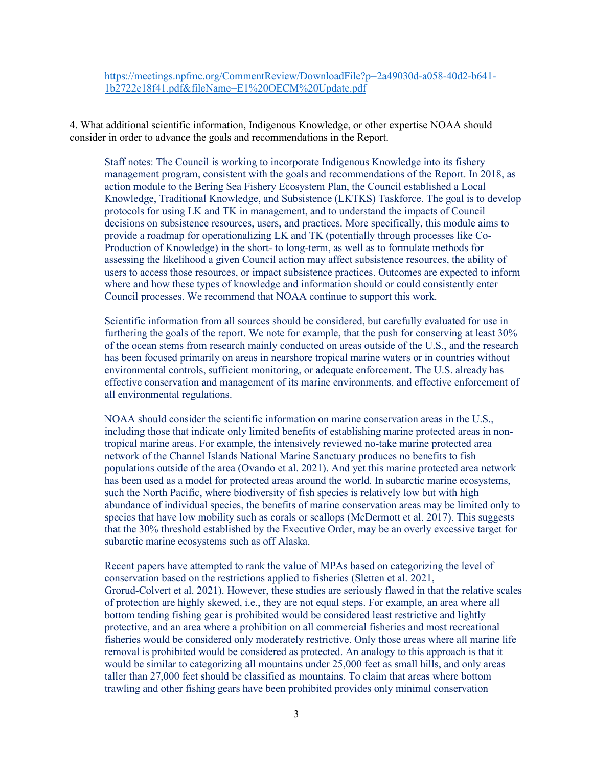https://meetings.npfmc.org/CommentReview/DownloadFile?p=2a49030d-a058-40d2-b641-1b2722e18f41.pdf&fileName=E1%20OECM%20Update.pdf

4. What additional scientific information, Indigenous Knowledge, or other expertise NOAA should consider in order to advance the goals and recommendations in the Report.

> Staff notes: The Council is working to incorporate Indigenous Knowledge into its fishery management program, consistent with the goals and recommendations of the Report. In 2018, as action module to the Bering Sea Fishery Ecosystem Plan, the Council established a Local Knowledge, Traditional Knowledge, and Subsistence (LKTKS) Taskforce. The goal is to develop protocols for using LK and TK in management, and to understand the impacts of Council decisions on subsistence resources, users, and practices. More specifically, this module aims to provide a roadmap for operationalizing LK and TK (potentially through processes like Co-Production of Knowledge) in the short- to long-term, as well as to formulate methods for assessing the likelihood a given Council action may affect subsistence resources, the ability of users to access those resources, or impact subsistence practices. Outcomes are expected to inform where and how these types of knowledge and information should or could consistently enter Council processes. We recommend that NOAA continue to support this work.
>
> Scientific information from all sources should be considered, but carefully evaluated for use in furthering the goals of the report. We note for example, that the push for conserving at least 30% of the ocean stems from research mainly conducted on areas outside of the U.S., and the research has been focused primarily on areas in nearshore tropical marine waters or in countries without environmental controls, sufficient monitoring, or adequate enforcement. The U.S. already has effective conservation and management of its marine environments, and effective enforcement of all environmental regulations.
>
> NOAA should consider the scientific information on marine conservation areas in the U.S., including those that indicate only limited benefits of establishing marine protected areas in non-tropical marine areas. For example, the intensively reviewed no-take marine protected area network of the Channel Islands National Marine Sanctuary produces no benefits to fish populations outside of the area (Ovando et al. 2021). And yet this marine protected area network has been used as a model for protected areas around the world. In subarctic marine ecosystems, such the North Pacific, where biodiversity of fish species is relatively low but with high abundance of individual species, the benefits of marine conservation areas may be limited only to species that have low mobility such as corals or scallops (McDermott et al. 2017). This suggests that the 30% threshold established by the Executive Order, may be an overly excessive target for subarctic marine ecosystems such as off Alaska.
>
> Recent papers have attempted to rank the value of MPAs based on categorizing the level of conservation based on the restrictions applied to fisheries (Sletten et al. 2021, Grorud-Colvert et al. 2021). However, these studies are seriously flawed in that the relative scales of protection are highly skewed, i.e., they are not equal steps. For example, an area where all bottom tending fishing gear is prohibited would be considered least restrictive and lightly protective, and an area where a prohibition on all commercial fisheries and most recreational fisheries would be considered only moderately restrictive. Only those areas where all marine life removal is prohibited would be considered as protected. An analogy to this approach is that it would be similar to categorizing all mountains under 25,000 feet as small hills, and only areas taller than 27,000 feet should be classified as mountains. To claim that areas where bottom trawling and other fishing gears have been prohibited provides only minimal conservation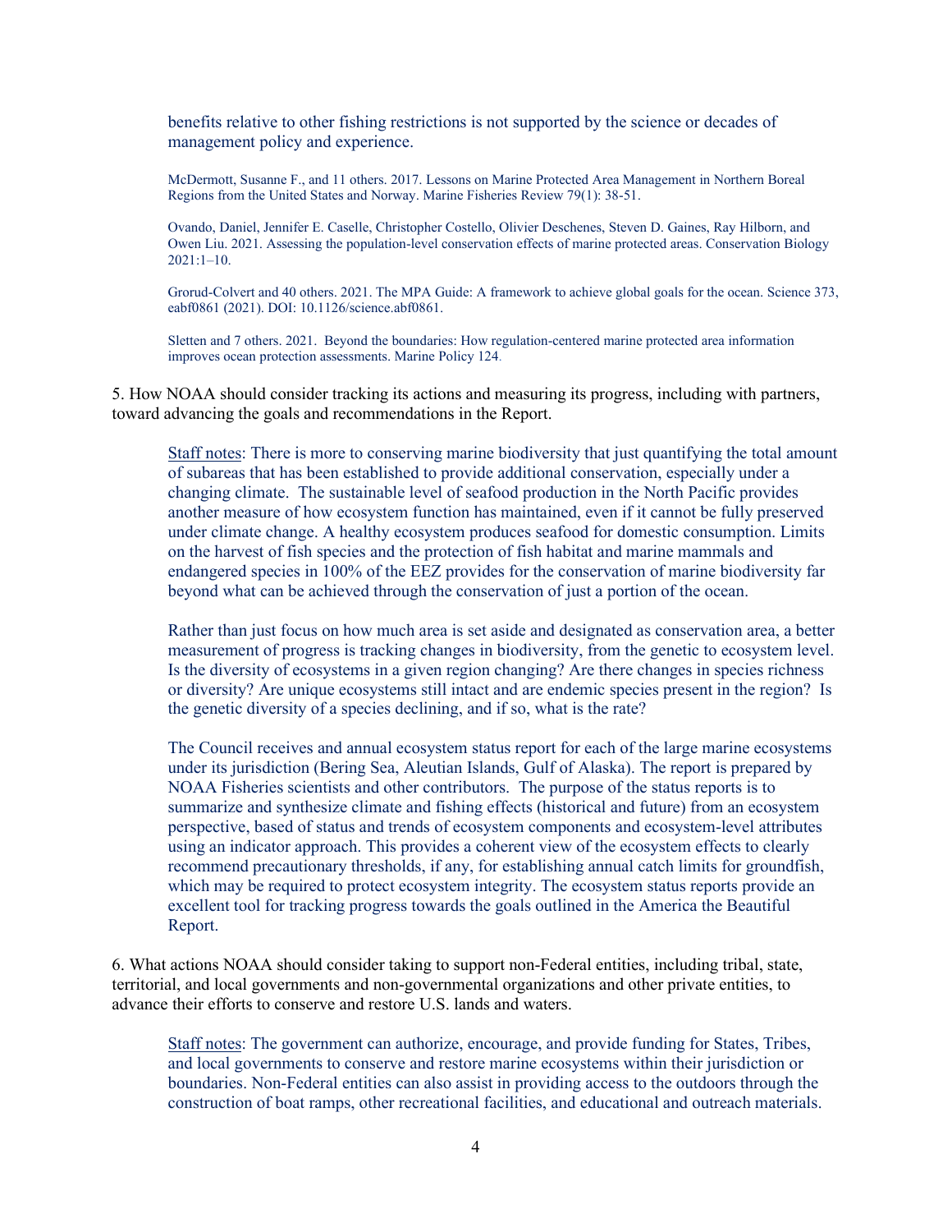benefits relative to other fishing restrictions is not supported by the science or decades of management policy and experience.

McDermott, Susanne F., and 11 others. 2017. Lessons on Marine Protected Area Management in Northern Boreal Regions from the United States and Norway. Marine Fisheries Review 79(1): 38-51.

Ovando, Daniel, Jennifer E. Caselle, Christopher Costello, Olivier Deschenes, Steven D. Gaines, Ray Hilborn, and Owen Liu. 2021. Assessing the population-level conservation effects of marine protected areas. Conservation Biology 2021:1–10.

Grorud-Colvert and 40 others. 2021. The MPA Guide: A framework to achieve global goals for the ocean. Science 373, eabf0861 (2021). DOI: 10.1126/science.abf0861.

Sletten and 7 others. 2021. Beyond the boundaries: How regulation-centered marine protected area information improves ocean protection assessments. Marine Policy 124.

5. How NOAA should consider tracking its actions and measuring its progress, including with partners, toward advancing the goals and recommendations in the Report.

Staff notes: There is more to conserving marine biodiversity that just quantifying the total amount of subareas that has been established to provide additional conservation, especially under a changing climate. The sustainable level of seafood production in the North Pacific provides another measure of how ecosystem function has maintained, even if it cannot be fully preserved under climate change. A healthy ecosystem produces seafood for domestic consumption. Limits on the harvest of fish species and the protection of fish habitat and marine mammals and endangered species in 100% of the EEZ provides for the conservation of marine biodiversity far beyond what can be achieved through the conservation of just a portion of the ocean.

Rather than just focus on how much area is set aside and designated as conservation area, a better measurement of progress is tracking changes in biodiversity, from the genetic to ecosystem level. Is the diversity of ecosystems in a given region changing? Are there changes in species richness or diversity? Are unique ecosystems still intact and are endemic species present in the region? Is the genetic diversity of a species declining, and if so, what is the rate?

The Council receives and annual ecosystem status report for each of the large marine ecosystems under its jurisdiction (Bering Sea, Aleutian Islands, Gulf of Alaska). The report is prepared by NOAA Fisheries scientists and other contributors. The purpose of the status reports is to summarize and synthesize climate and fishing effects (historical and future) from an ecosystem perspective, based of status and trends of ecosystem components and ecosystem-level attributes using an indicator approach. This provides a coherent view of the ecosystem effects to clearly recommend precautionary thresholds, if any, for establishing annual catch limits for groundfish, which may be required to protect ecosystem integrity. The ecosystem status reports provide an excellent tool for tracking progress towards the goals outlined in the America the Beautiful Report.

6. What actions NOAA should consider taking to support non-Federal entities, including tribal, state, territorial, and local governments and non-governmental organizations and other private entities, to advance their efforts to conserve and restore U.S. lands and waters.

Staff notes: The government can authorize, encourage, and provide funding for States, Tribes, and local governments to conserve and restore marine ecosystems within their jurisdiction or boundaries. Non-Federal entities can also assist in providing access to the outdoors through the construction of boat ramps, other recreational facilities, and educational and outreach materials.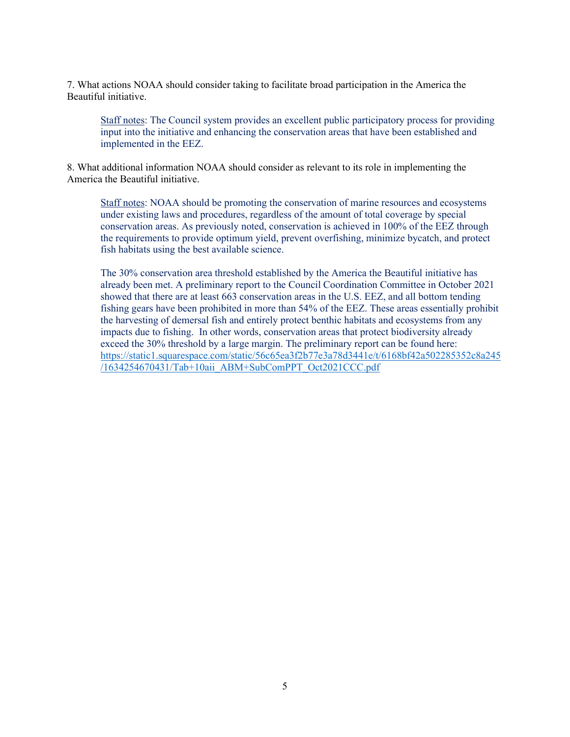7. What actions NOAA should consider taking to facilitate broad participation in the America the Beautiful initiative.

> Staff notes: The Council system provides an excellent public participatory process for providing input into the initiative and enhancing the conservation areas that have been established and implemented in the EEZ.

8. What additional information NOAA should consider as relevant to its role in implementing the America the Beautiful initiative.

> Staff notes: NOAA should be promoting the conservation of marine resources and ecosystems under existing laws and procedures, regardless of the amount of total coverage by special conservation areas. As previously noted, conservation is achieved in 100% of the EEZ through the requirements to provide optimum yield, prevent overfishing, minimize bycatch, and protect fish habitats using the best available science.
>
> The 30% conservation area threshold established by the America the Beautiful initiative has already been met. A preliminary report to the Council Coordination Committee in October 2021 showed that there are at least 663 conservation areas in the U.S. EEZ, and all bottom tending fishing gears have been prohibited in more than 54% of the EEZ. These areas essentially prohibit the harvesting of demersal fish and entirely protect benthic habitats and ecosystems from any impacts due to fishing. In other words, conservation areas that protect biodiversity already exceed the 30% threshold by a large margin. The preliminary report can be found here: https://static1.squarespace.com/static/56c65ea3f2b77e3a78d3441e/t/6168bf42a502285352c8a245/1634254670431/Tab+10aii_ABM+SubComPPT_Oct2021CCC.pdf